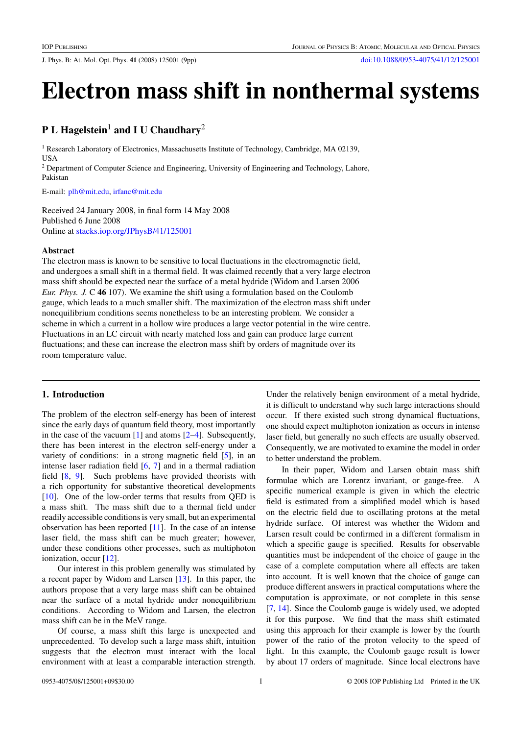# Electron mass shift in nonthermal systems

**P L Hagelstein[1] and I U Chaudhary[2]**

[1] Research Laboratory of Electronics, Massachusetts Institute of Technology, Cambridge, MA 02139, USA

[2] Department of Computer Science and Engineering, University of Engineering and Technology, Lahore, Pakistan

E-mail: plh@mit.edu, irfanc@mit.edu

Received 24 January 2008, in final form 14 May 2008
Published 6 June 2008
Online at stacks.iop.org/JPhysB/41/125001

**Abstract**

The electron mass is known to be sensitive to local fluctuations in the electromagnetic field, and undergoes a small shift in a thermal field. It was claimed recently that a very large electron mass shift should be expected near the surface of a metal hydride (Widom and Larsen 2006 *Eur. Phys. J.* C **46** 107). We examine the shift using a formulation based on the Coulomb gauge, which leads to a much smaller shift. The maximization of the electron mass shift under nonequilibrium conditions seems nonetheless to be an interesting problem. We consider a scheme in which a current in a hollow wire produces a large vector potential in the wire centre. Fluctuations in an LC circuit with nearly matched loss and gain can produce large current fluctuations; and these can increase the electron mass shift by orders of magnitude over its room temperature value.

## 1. Introduction

The problem of the electron self-energy has been of interest since the early days of quantum field theory, most importantly in the case of the vacuum [1] and atoms [2–4]. Subsequently, there has been interest in the electron self-energy under a variety of conditions: in a strong magnetic field [5], in an intense laser radiation field [6, 7] and in a thermal radiation field [8, 9]. Such problems have provided theorists with a rich opportunity for substantive theoretical developments [10]. One of the low-order terms that results from QED is a mass shift. The mass shift due to a thermal field under readily accessible conditions is very small, but an experimental observation has been reported [11]. In the case of an intense laser field, the mass shift can be much greater; however, under these conditions other processes, such as multiphoton ionization, occur [12].

Our interest in this problem generally was stimulated by a recent paper by Widom and Larsen [13]. In this paper, the authors propose that a very large mass shift can be obtained near the surface of a metal hydride under nonequilibrium conditions. According to Widom and Larsen, the electron mass shift can be in the MeV range.

Of course, a mass shift this large is unexpected and unprecedented. To develop such a large mass shift, intuition suggests that the electron must interact with the local environment with at least a comparable interaction strength. Under the relatively benign environment of a metal hydride, it is difficult to understand why such large interactions should occur. If there existed such strong dynamical fluctuations, one should expect multiphoton ionization as occurs in intense laser field, but generally no such effects are usually observed. Consequently, we are motivated to examine the model in order to better understand the problem.

In their paper, Widom and Larsen obtain mass shift formulae which are Lorentz invariant, or gauge-free. A specific numerical example is given in which the electric field is estimated from a simplified model which is based on the electric field due to oscillating protons at the metal hydride surface. Of interest was whether the Widom and Larsen result could be confirmed in a different formalism in which a specific gauge is specified. Results for observable quantities must be independent of the choice of gauge in the case of a complete computation where all effects are taken into account. It is well known that the choice of gauge can produce different answers in practical computations where the computation is approximate, or not complete in this sense [7, 14]. Since the Coulomb gauge is widely used, we adopted it for this purpose. We find that the mass shift estimated using this approach for their example is lower by the fourth power of the ratio of the proton velocity to the speed of light. In this example, the Coulomb gauge result is lower by about 17 orders of magnitude. Since local electrons have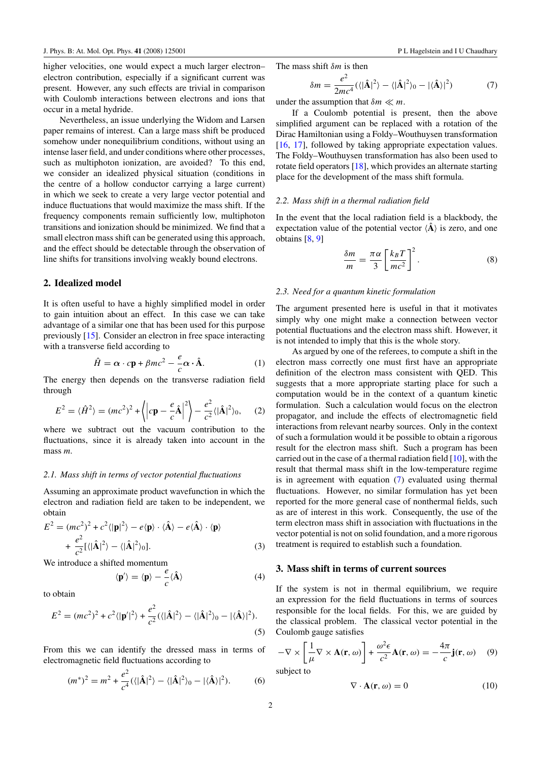higher velocities, one would expect a much larger electron–electron contribution, especially if a significant current was present. However, any such effects are trivial in comparison with Coulomb interactions between electrons and ions that occur in a metal hydride.

Nevertheless, an issue underlying the Widom and Larsen paper remains of interest. Can a large mass shift be produced somehow under nonequilibrium conditions, without using an intense laser field, and under conditions where other processes, such as multiphoton ionization, are avoided? To this end, we consider an idealized physical situation (conditions in the centre of a hollow conductor carrying a large current) in which we seek to create a very large vector potential and induce fluctuations that would maximize the mass shift. If the frequency components remain sufficiently low, multiphoton transitions and ionization should be minimized. We find that a small electron mass shift can be generated using this approach, and the effect should be detectable through the observation of line shifts for transitions involving weakly bound electrons.

## 2. Idealized model

It is often useful to have a highly simplified model in order to gain intuition about an effect. In this case we can take advantage of a similar one that has been used for this purpose previously [15]. Consider an electron in free space interacting with a transverse field according to

$$\hat{H} = \boldsymbol{\alpha} \cdot c\mathbf{p} + \beta mc^2 - \frac{e}{c}\boldsymbol{\alpha} \cdot \hat{\mathbf{A}}. \tag{1}$$

The energy then depends on the transverse radiation field through

$$E^2 = \langle \hat{H}^2 \rangle = (mc^2)^2 + \left\langle \left| c\mathbf{p} - \frac{e}{c}\hat{\mathbf{A}} \right|^2 \right\rangle - \frac{e^2}{c^2}\langle |\hat{\mathbf{A}}|^2 \rangle_0, \tag{2}$$

where we subtract out the vacuum contribution to the fluctuations, since it is already taken into account in the mass $m$.

### 2.1. Mass shift in terms of vector potential fluctuations

Assuming an approximate product wavefunction in which the electron and radiation field are taken to be independent, we obtain

$$E^2 = (mc^2)^2 + c^2\langle |\mathbf{p}|^2 \rangle - e\langle \mathbf{p} \rangle \cdot \langle \hat{\mathbf{A}} \rangle - e\langle \hat{\mathbf{A}} \rangle \cdot \langle \mathbf{p} \rangle + \frac{e^2}{c^2}[\langle |\hat{\mathbf{A}}|^2 \rangle - \langle |\hat{\mathbf{A}}|^2 \rangle_0]. \tag{3}$$

We introduce a shifted momentum

$$\langle \mathbf{p}' \rangle = \langle \mathbf{p} \rangle - \frac{e}{c}\langle \hat{\mathbf{A}} \rangle \tag{4}$$

to obtain

$$E^2 = (mc^2)^2 + c^2\langle |\mathbf{p}'|^2 \rangle + \frac{e^2}{c^2}(\langle |\hat{\mathbf{A}}|^2 \rangle - \langle |\hat{\mathbf{A}}|^2 \rangle_0 - |\langle \hat{\mathbf{A}} \rangle|^2). \tag{5}$$

From this we can identify the dressed mass in terms of electromagnetic field fluctuations according to

$$(m^*)^2 = m^2 + \frac{e^2}{c^4}(\langle |\hat{\mathbf{A}}|^2 \rangle - \langle |\hat{\mathbf{A}}|^2 \rangle_0 - |\langle \hat{\mathbf{A}} \rangle|^2). \tag{6}$$

The mass shift $\delta m$ is then

$$\delta m = \frac{e^2}{2mc^4}(\langle |\hat{\mathbf{A}}|^2 \rangle - \langle |\hat{\mathbf{A}}|^2 \rangle_0 - |\langle \hat{\mathbf{A}} \rangle|^2) \tag{7}$$

under the assumption that $\delta m \ll m$.

If a Coulomb potential is present, then the above simplified argument can be replaced with a rotation of the Dirac Hamiltonian using a Foldy–Wouthuysen transformation [16, 17], followed by taking appropriate expectation values. The Foldy–Wouthuysen transformation has also been used to rotate field operators [18], which provides an alternate starting place for the development of the mass shift formula.

### 2.2. Mass shift in a thermal radiation field

In the event that the local radiation field is a blackbody, the expectation value of the potential vector $\langle \hat{\mathbf{A}} \rangle$ is zero, and one obtains [8, 9]

$$\frac{\delta m}{m} = \frac{\pi\alpha}{3}\left[\frac{k_B T}{mc^2}\right]^2. \tag{8}$$

### 2.3. Need for a quantum kinetic formulation

The argument presented here is useful in that it motivates simply why one might make a connection between vector potential fluctuations and the electron mass shift. However, it is not intended to imply that this is the whole story.

As argued by one of the referees, to compute a shift in the electron mass correctly one must first have an appropriate definition of the electron mass consistent with QED. This suggests that a more appropriate starting place for such a computation would be in the context of a quantum kinetic formulation. Such a calculation would focus on the electron propagator, and include the effects of electromagnetic field interactions from relevant nearby sources. Only in the context of such a formulation would it be possible to obtain a rigorous result for the electron mass shift. Such a program has been carried out in the case of a thermal radiation field [10], with the result that thermal mass shift in the low-temperature regime is in agreement with equation (7) evaluated using thermal fluctuations. However, no similar formulation has yet been reported for the more general case of nonthermal fields, such as are of interest in this work. Consequently, the use of the term electron mass shift in association with fluctuations in the vector potential is not on solid foundation, and a more rigorous treatment is required to establish such a foundation.

## 3. Mass shift in terms of current sources

If the system is not in thermal equilibrium, we require an expression for the field fluctuations in terms of sources responsible for the local fields. For this, we are guided by the classical problem. The classical vector potential in the Coulomb gauge satisfies

$$-\nabla \times \left[\frac{1}{\mu}\nabla \times \mathbf{A}(\mathbf{r}, \omega)\right] + \frac{\omega^2\epsilon}{c^2}\mathbf{A}(\mathbf{r}, \omega) = -\frac{4\pi}{c}\mathbf{j}(\mathbf{r}, \omega) \tag{9}$$

subject to

$$\nabla \cdot \mathbf{A}(\mathbf{r}, \omega) = 0 \tag{10}$$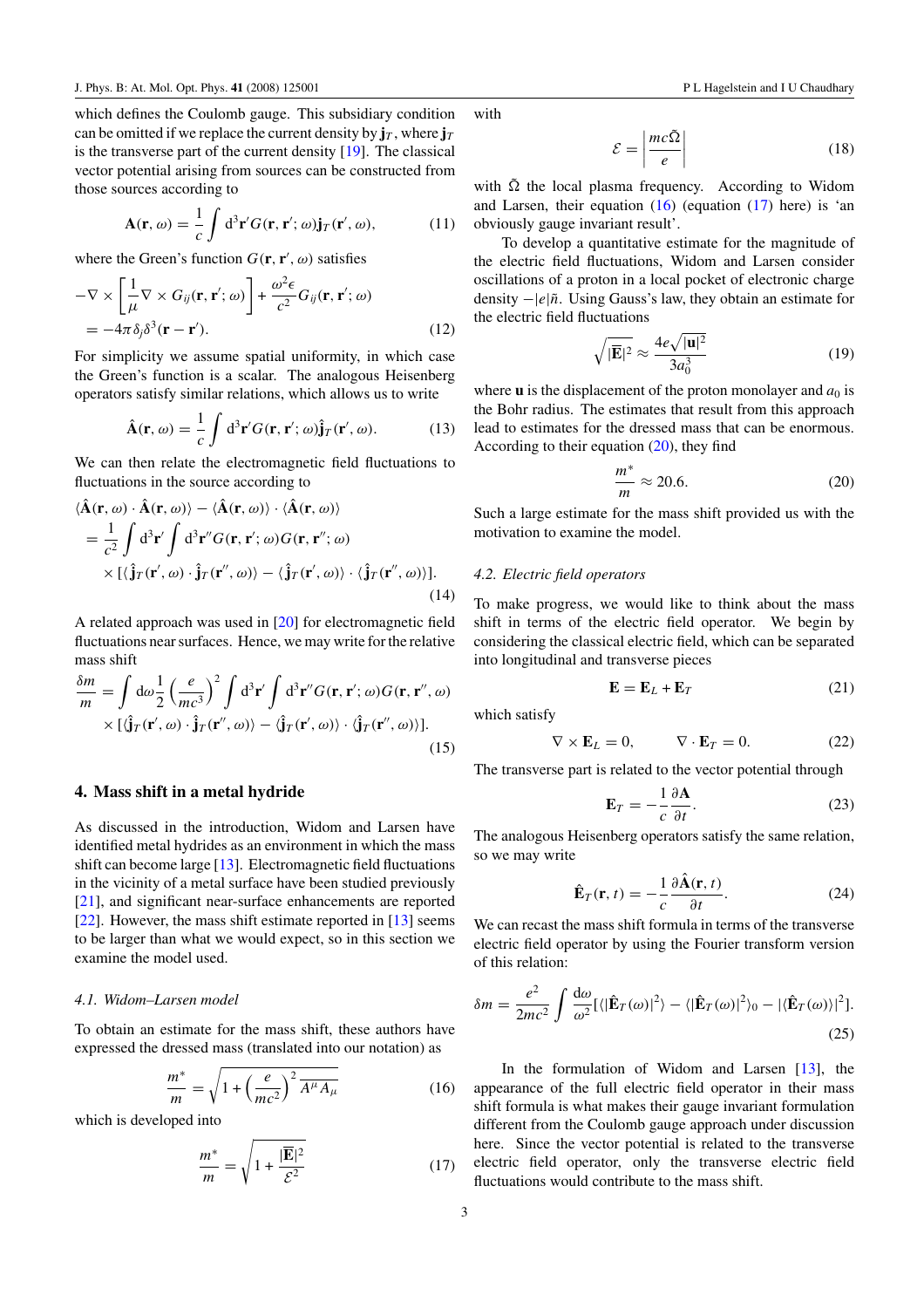which defines the Coulomb gauge. This subsidiary condition can be omitted if we replace the current density by $\mathbf{j}_T$, where $\mathbf{j}_T$ is the transverse part of the current density [19]. The classical vector potential arising from sources can be constructed from those sources according to

$$\mathbf{A}(\mathbf{r}, \omega) = \frac{1}{c} \int \mathrm{d}^3\mathbf{r}' G(\mathbf{r}, \mathbf{r}'; \omega) \mathbf{j}_T(\mathbf{r}', \omega), \tag{11}$$

where the Green's function $G(\mathbf{r}, \mathbf{r}', \omega)$ satisfies

$$-\nabla \times \left[ \frac{1}{\mu} \nabla \times G_{ij}(\mathbf{r}, \mathbf{r}'; \omega) \right] + \frac{\omega^2 \epsilon}{c^2} G_{ij}(\mathbf{r}, \mathbf{r}'; \omega) = -4\pi \delta_{ij} \delta^3(\mathbf{r} - \mathbf{r}'). \tag{12}$$

For simplicity we assume spatial uniformity, in which case the Green's function is a scalar. The analogous Heisenberg operators satisfy similar relations, which allows us to write

$$\hat{\mathbf{A}}(\mathbf{r}, \omega) = \frac{1}{c} \int \mathrm{d}^3\mathbf{r}' G(\mathbf{r}, \mathbf{r}'; \omega) \hat{\mathbf{j}}_T(\mathbf{r}', \omega). \tag{13}$$

We can then relate the electromagnetic field fluctuations to fluctuations in the source according to

$$\begin{aligned} &\langle \hat{\mathbf{A}}(\mathbf{r}, \omega) \cdot \hat{\mathbf{A}}(\mathbf{r}, \omega) \rangle - \langle \hat{\mathbf{A}}(\mathbf{r}, \omega) \rangle \cdot \langle \hat{\mathbf{A}}(\mathbf{r}, \omega) \rangle \\ &= \frac{1}{c^2} \int \mathrm{d}^3\mathbf{r}' \int \mathrm{d}^3\mathbf{r}'' G(\mathbf{r}, \mathbf{r}'; \omega) G(\mathbf{r}, \mathbf{r}''; \omega) \\ &\quad \times [\langle \hat{\mathbf{j}}_T(\mathbf{r}', \omega) \cdot \hat{\mathbf{j}}_T(\mathbf{r}'', \omega) \rangle - \langle \hat{\mathbf{j}}_T(\mathbf{r}', \omega) \rangle \cdot \langle \hat{\mathbf{j}}_T(\mathbf{r}'', \omega) \rangle]. \end{aligned} \tag{14}$$

A related approach was used in [20] for electromagnetic field fluctuations near surfaces. Hence, we may write for the relative mass shift

$$\begin{aligned} \frac{\delta m}{m} &= \int \mathrm{d}\omega \frac{1}{2} \left( \frac{e}{mc^3} \right)^2 \int \mathrm{d}^3\mathbf{r}' \int \mathrm{d}^3\mathbf{r}'' G(\mathbf{r}, \mathbf{r}'; \omega) G(\mathbf{r}, \mathbf{r}'', \omega) \\ &\quad \times [\langle \hat{\mathbf{j}}_T(\mathbf{r}', \omega) \cdot \hat{\mathbf{j}}_T(\mathbf{r}'', \omega) \rangle - \langle \hat{\mathbf{j}}_T(\mathbf{r}', \omega) \rangle \cdot \langle \hat{\mathbf{j}}_T(\mathbf{r}'', \omega) \rangle]. \end{aligned} \tag{15}$$

## 4. Mass shift in a metal hydride

As discussed in the introduction, Widom and Larsen have identified metal hydrides as an environment in which the mass shift can become large [13]. Electromagnetic field fluctuations in the vicinity of a metal surface have been studied previously [21], and significant near-surface enhancements are reported [22]. However, the mass shift estimate reported in [13] seems to be larger than what we would expect, so in this section we examine the model used.

### 4.1. Widom–Larsen model

To obtain an estimate for the mass shift, these authors have expressed the dressed mass (translated into our notation) as

$$\frac{m^*}{m} = \sqrt{1 + \left( \frac{e}{mc^2} \right)^2 \overline{A^\mu A_\mu}} \tag{16}$$

which is developed into

$$\frac{m^*}{m} = \sqrt{1 + \frac{\overline{|\mathbf{E}|^2}}{\mathcal{E}^2}} \tag{17}$$

with

$$\mathcal{E} = \left| \frac{mc\tilde{\Omega}}{e} \right| \tag{18}$$

with $\tilde{\Omega}$ the local plasma frequency. According to Widom and Larsen, their equation (16) (equation (17) here) is 'an obviously gauge invariant result'.

To develop a quantitative estimate for the magnitude of the electric field fluctuations, Widom and Larsen consider oscillations of a proton in a local pocket of electronic charge density $-|e|\tilde{n}$. Using Gauss's law, they obtain an estimate for the electric field fluctuations

$$\sqrt{\overline{|\mathbf{E}|^2}} \approx \frac{4e\sqrt{\overline{|\mathbf{u}|^2}}}{3a_0^3} \tag{19}$$

where $\mathbf{u}$ is the displacement of the proton monolayer and $a_0$ is the Bohr radius. The estimates that result from this approach lead to estimates for the dressed mass that can be enormous. According to their equation (20), they find

$$\frac{m^*}{m} \approx 20.6. \tag{20}$$

Such a large estimate for the mass shift provided us with the motivation to examine the model.

### 4.2. Electric field operators

To make progress, we would like to think about the mass shift in terms of the electric field operator. We begin by considering the classical electric field, which can be separated into longitudinal and transverse pieces

$$\mathbf{E} = \mathbf{E}_L + \mathbf{E}_T \tag{21}$$

which satisfy

$$\nabla \times \mathbf{E}_L = 0, \qquad \nabla \cdot \mathbf{E}_T = 0. \tag{22}$$

The transverse part is related to the vector potential through

$$\mathbf{E}_T = -\frac{1}{c} \frac{\partial \mathbf{A}}{\partial t}. \tag{23}$$

The analogous Heisenberg operators satisfy the same relation, so we may write

$$\hat{\mathbf{E}}_T(\mathbf{r}, t) = -\frac{1}{c} \frac{\partial \hat{\mathbf{A}}(\mathbf{r}, t)}{\partial t}. \tag{24}$$

We can recast the mass shift formula in terms of the transverse electric field operator by using the Fourier transform version of this relation:

$$\delta m = \frac{e^2}{2mc^2} \int \frac{\mathrm{d}\omega}{\omega^2} [\langle |\hat{\mathbf{E}}_T(\omega)|^2 \rangle - \langle |\hat{\mathbf{E}}_T(\omega)|^2 \rangle_0 - |\langle \hat{\mathbf{E}}_T(\omega) \rangle|^2]. \tag{25}$$

In the formulation of Widom and Larsen [13], the appearance of the full electric field operator in their mass shift formula is what makes their gauge invariant formulation different from the Coulomb gauge approach under discussion here. Since the vector potential is related to the transverse electric field operator, only the transverse electric field fluctuations would contribute to the mass shift.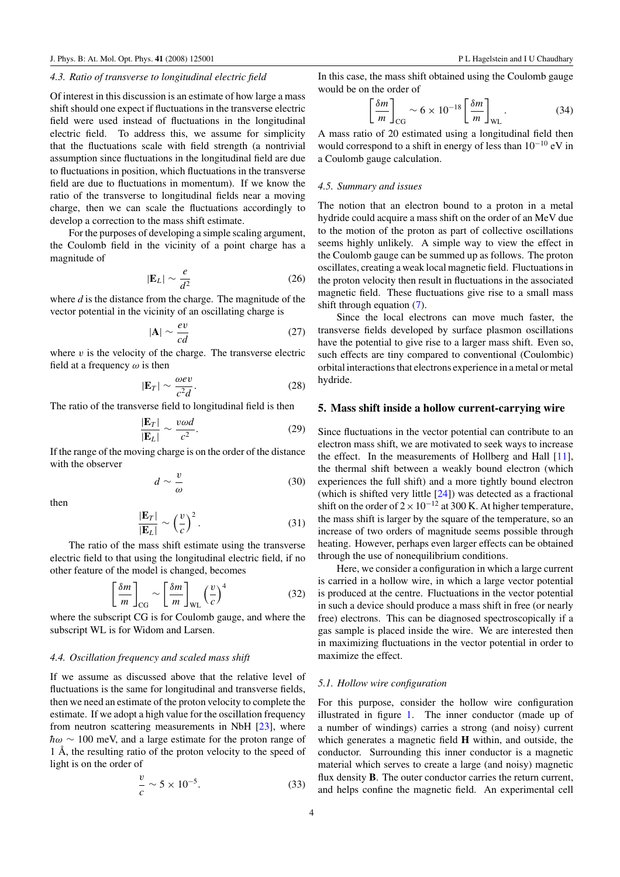### 4.3. Ratio of transverse to longitudinal electric field

Of interest in this discussion is an estimate of how large a mass shift should one expect if fluctuations in the transverse electric field were used instead of fluctuations in the longitudinal electric field. To address this, we assume for simplicity that the fluctuations scale with field strength (a nontrivial assumption since fluctuations in the longitudinal field are due to fluctuations in position, which fluctuations in the transverse field are due to fluctuations in momentum). If we know the ratio of the transverse to longitudinal fields near a moving charge, then we can scale the fluctuations accordingly to develop a correction to the mass shift estimate.

For the purposes of developing a simple scaling argument, the Coulomb field in the vicinity of a point charge has a magnitude of

$$|\mathbf{E}_L| \sim \frac{e}{d^2} \tag{26}$$

where $d$ is the distance from the charge. The magnitude of the vector potential in the vicinity of an oscillating charge is

$$|\mathbf{A}| \sim \frac{ev}{cd} \tag{27}$$

where $v$ is the velocity of the charge. The transverse electric field at a frequency $\omega$ is then

$$|\mathbf{E}_T| \sim \frac{\omega e v}{c^2 d}. \tag{28}$$

The ratio of the transverse field to longitudinal field is then

$$\frac{|\mathbf{E}_T|}{|\mathbf{E}_L|} \sim \frac{v \omega d}{c^2}. \tag{29}$$

If the range of the moving charge is on the order of the distance with the observer

$$d \sim \frac{v}{\omega} \tag{30}$$

then

$$\frac{|\mathbf{E}_T|}{|\mathbf{E}_L|} \sim \left(\frac{v}{c}\right)^2. \tag{31}$$

The ratio of the mass shift estimate using the transverse electric field to that using the longitudinal electric field, if no other feature of the model is changed, becomes

$$\left[\frac{\delta m}{m}\right]_{\mathrm{CG}} \sim \left[\frac{\delta m}{m}\right]_{\mathrm{WL}} \left(\frac{v}{c}\right)^4 \tag{32}$$

where the subscript CG is for Coulomb gauge, and where the subscript WL is for Widom and Larsen.

### 4.4. Oscillation frequency and scaled mass shift

If we assume as discussed above that the relative level of fluctuations is the same for longitudinal and transverse fields, then we need an estimate of the proton velocity to complete the estimate. If we adopt a high value for the oscillation frequency from neutron scattering measurements in NbH [23], where $\hbar\omega \sim 100$ meV, and a large estimate for the proton range of 1 Å, the resulting ratio of the proton velocity to the speed of light is on the order of

$$\frac{v}{c} \sim 5 \times 10^{-5}. \tag{33}$$

In this case, the mass shift obtained using the Coulomb gauge would be on the order of

$$\left[\frac{\delta m}{m}\right]_{\mathrm{CG}} \sim 6 \times 10^{-18} \left[\frac{\delta m}{m}\right]_{\mathrm{WL}}. \tag{34}$$

A mass ratio of 20 estimated using a longitudinal field then would correspond to a shift in energy of less than $10^{-10}$ eV in a Coulomb gauge calculation.

### 4.5. Summary and issues

The notion that an electron bound to a proton in a metal hydride could acquire a mass shift on the order of an MeV due to the motion of the proton as part of collective oscillations seems highly unlikely. A simple way to view the effect in the Coulomb gauge can be summed up as follows. The proton oscillates, creating a weak local magnetic field. Fluctuations in the proton velocity then result in fluctuations in the associated magnetic field. These fluctuations give rise to a small mass shift through equation (7).

Since the local electrons can move much faster, the transverse fields developed by surface plasmon oscillations have the potential to give rise to a larger mass shift. Even so, such effects are tiny compared to conventional (Coulombic) orbital interactions that electrons experience in a metal or metal hydride.

## 5. Mass shift inside a hollow current-carrying wire

Since fluctuations in the vector potential can contribute to an electron mass shift, we are motivated to seek ways to increase the effect. In the measurements of Hollberg and Hall [11], the thermal shift between a weakly bound electron (which experiences the full shift) and a more tightly bound electron (which is shifted very little [24]) was detected as a fractional shift on the order of $2 \times 10^{-12}$ at 300 K. At higher temperature, the mass shift is larger by the square of the temperature, so an increase of two orders of magnitude seems possible through heating. However, perhaps even larger effects can be obtained through the use of nonequilibrium conditions.

Here, we consider a configuration in which a large current is carried in a hollow wire, in which a large vector potential is produced at the centre. Fluctuations in the vector potential in such a device should produce a mass shift in free (or nearly free) electrons. This can be diagnosed spectroscopically if a gas sample is placed inside the wire. We are interested then in maximizing fluctuations in the vector potential in order to maximize the effect.

### 5.1. Hollow wire configuration

For this purpose, consider the hollow wire configuration illustrated in figure 1. The inner conductor (made up of a number of windings) carries a strong (and noisy) current which generates a magnetic field $\mathbf{H}$ within, and outside, the conductor. Surrounding this inner conductor is a magnetic material which serves to create a large (and noisy) magnetic flux density $\mathbf{B}$. The outer conductor carries the return current, and helps confine the magnetic field. An experimental cell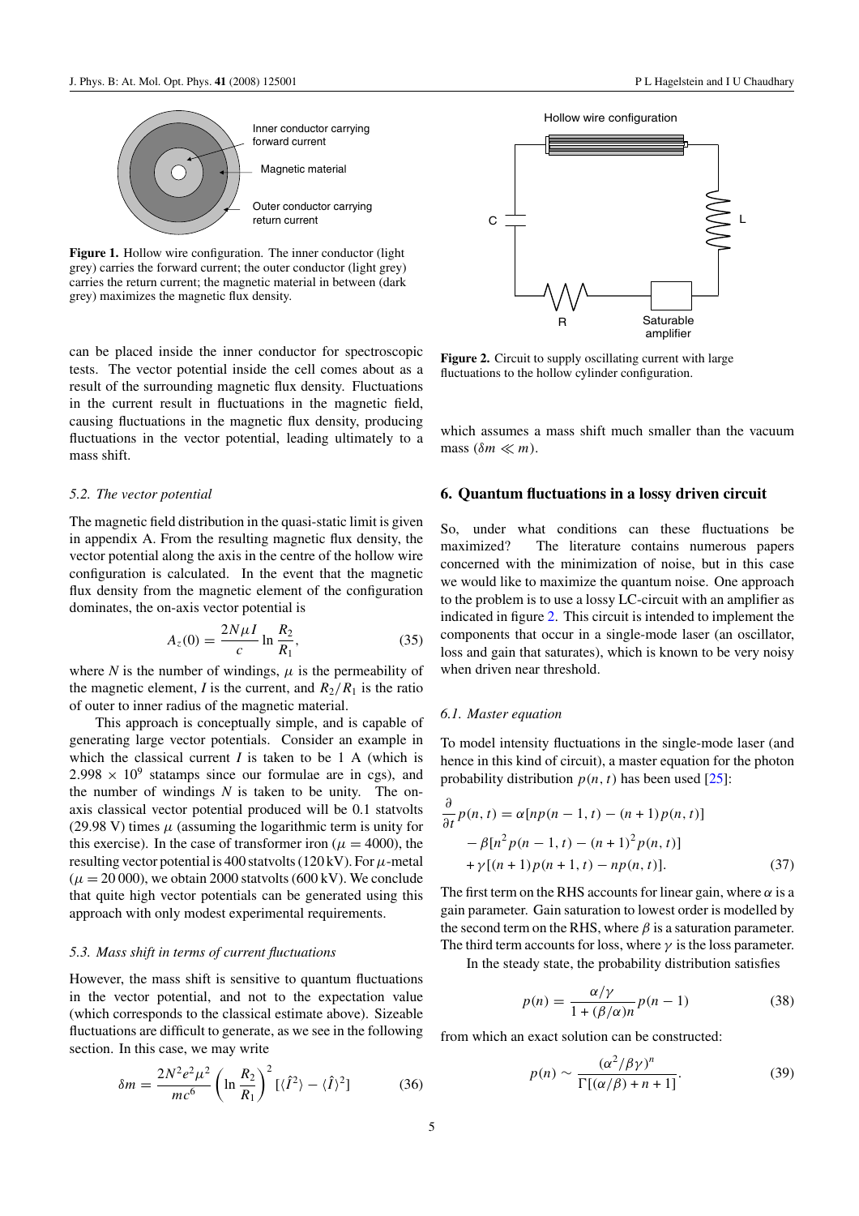Figure 1. Hollow wire configuration. The inner conductor (light grey) carries the forward current; the outer conductor (light grey) carries the return current; the magnetic material in between (dark grey) maximizes the magnetic flux density.

can be placed inside the inner conductor for spectroscopic tests. The vector potential inside the cell comes about as a result of the surrounding magnetic flux density. Fluctuations in the current result in fluctuations in the magnetic field, causing fluctuations in the magnetic flux density, producing fluctuations in the vector potential, leading ultimately to a mass shift.

### *5.2. The vector potential*

The magnetic field distribution in the quasi-static limit is given in appendix A. From the resulting magnetic flux density, the vector potential along the axis in the centre of the hollow wire configuration is calculated. In the event that the magnetic flux density from the magnetic element of the configuration dominates, the on-axis vector potential is

$$A_z(0) = \frac{2N\mu I}{c} \ln \frac{R_2}{R_1}, \tag{35}$$

where $N$ is the number of windings, $\mu$ is the permeability of the magnetic element, $I$ is the current, and $R_2/R_1$ is the ratio of outer to inner radius of the magnetic material.

This approach is conceptually simple, and is capable of generating large vector potentials. Consider an example in which the classical current $I$ is taken to be 1 A (which is $2.998 \times 10^9$ statamps since our formulae are in cgs), and the number of windings $N$ is taken to be unity. The on-axis classical vector potential produced will be 0.1 statvolts (29.98 V) times $\mu$ (assuming the logarithmic term is unity for this exercise). In the case of transformer iron ($\mu = 4000$), the resulting vector potential is 400 statvolts (120 kV). For $\mu$-metal ($\mu = 20\,000$), we obtain 2000 statvolts (600 kV). We conclude that quite high vector potentials can be generated using this approach with only modest experimental requirements.

### *5.3. Mass shift in terms of current fluctuations*

However, the mass shift is sensitive to quantum fluctuations in the vector potential, and not to the expectation value (which corresponds to the classical estimate above). Sizeable fluctuations are difficult to generate, as we see in the following section. In this case, we may write

$$\delta m = \frac{2N^2 e^2 \mu^2}{mc^6} \left( \ln \frac{R_2}{R_1} \right)^2 [\langle \hat{I}^2 \rangle - \langle \hat{I} \rangle^2] \tag{36}$$

which assumes a mass shift much smaller than the vacuum mass ($\delta m \ll m$).

Figure 2. Circuit to supply oscillating current with large fluctuations to the hollow cylinder configuration.

## 6. Quantum fluctuations in a lossy driven circuit

So, under what conditions can these fluctuations be maximized? The literature contains numerous papers concerned with the minimization of noise, but in this case we would like to maximize the quantum noise. One approach to the problem is to use a lossy LC-circuit with an amplifier as indicated in figure 2. This circuit is intended to implement the components that occur in a single-mode laser (an oscillator, loss and gain that saturates), which is known to be very noisy when driven near threshold.

### *6.1. Master equation*

To model intensity fluctuations in the single-mode laser (and hence in this kind of circuit), a master equation for the photon probability distribution $p(n, t)$ has been used [25]:

$$\begin{aligned}
\frac{\partial}{\partial t} p(n, t) &= \alpha[np(n-1, t) - (n+1)p(n, t)] \\
&\quad - \beta[n^2 p(n-1, t) - (n+1)^2 p(n, t)] \\
&\quad + \gamma[(n+1)p(n+1, t) - np(n, t)].
\end{aligned} \tag{37}$$

The first term on the RHS accounts for linear gain, where $\alpha$ is a gain parameter. Gain saturation to lowest order is modelled by the second term on the RHS, where $\beta$ is a saturation parameter. The third term accounts for loss, where $\gamma$ is the loss parameter.

In the steady state, the probability distribution satisfies

$$p(n) = \frac{\alpha/\gamma}{1 + (\beta/\alpha)n} p(n-1) \tag{38}$$

from which an exact solution can be constructed:

$$p(n) \sim \frac{(\alpha^2/\beta\gamma)^n}{\Gamma[(\alpha/\beta) + n + 1]}. \tag{39}$$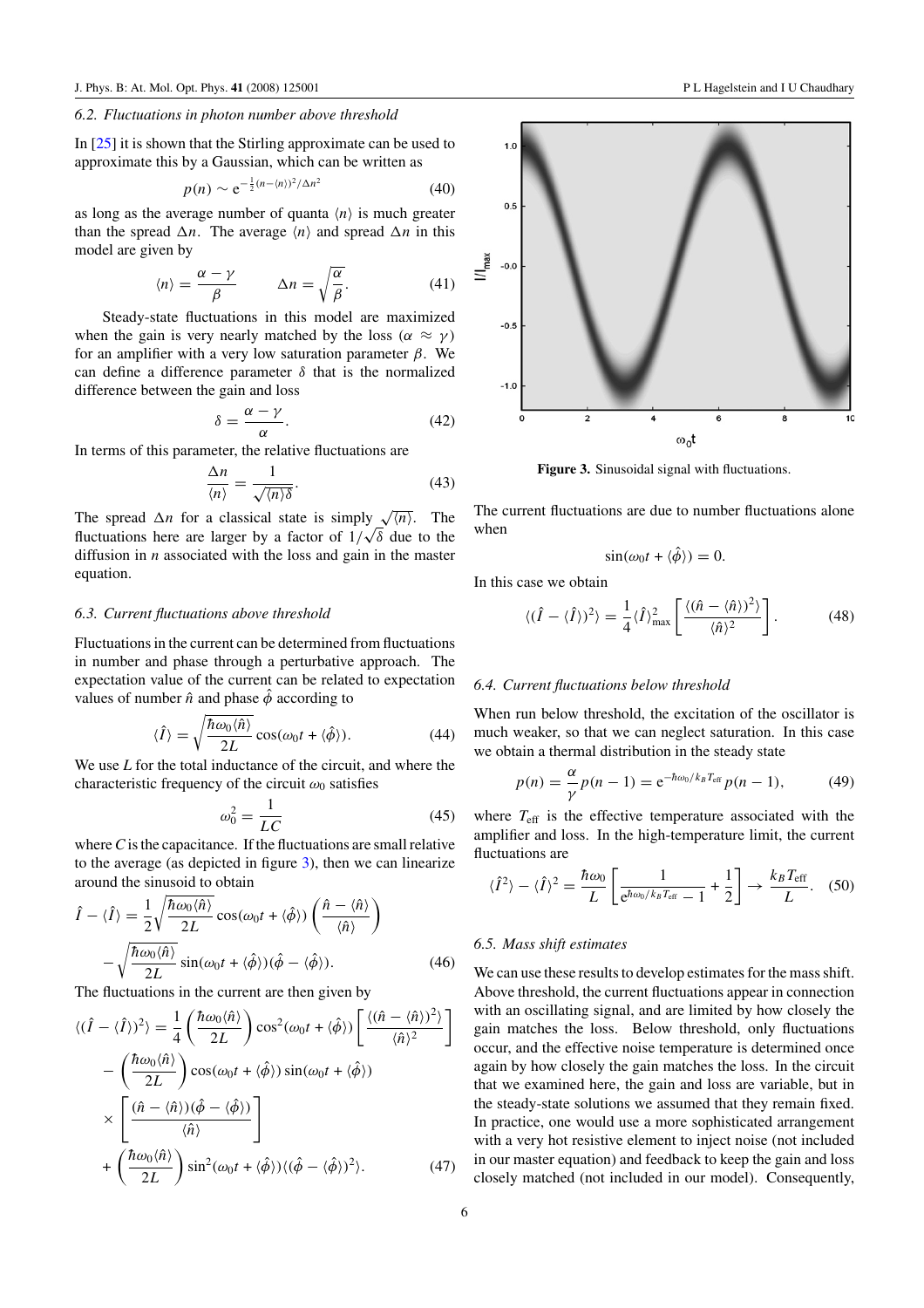### 6.2. Fluctuations in photon number above threshold

In [25] it is shown that the Stirling approximate can be used to approximate this by a Gaussian, which can be written as

$$p(n) \sim e^{-\frac{1}{2}(n-\langle n\rangle)^2/\Delta n^2} \tag{40}$$

as long as the average number of quanta $\langle n\rangle$ is much greater than the spread $\Delta n$. The average $\langle n\rangle$ and spread $\Delta n$ in this model are given by

$$\langle n\rangle = \frac{\alpha-\gamma}{\beta} \qquad \Delta n = \sqrt{\frac{\alpha}{\beta}}. \tag{41}$$

Steady-state fluctuations in this model are maximized when the gain is very nearly matched by the loss ($\alpha \approx \gamma$) for an amplifier with a very low saturation parameter $\beta$. We can define a difference parameter $\delta$ that is the normalized difference between the gain and loss

$$\delta = \frac{\alpha-\gamma}{\alpha}. \tag{42}$$

In terms of this parameter, the relative fluctuations are

$$\frac{\Delta n}{\langle n\rangle} = \frac{1}{\sqrt{\langle n\rangle \delta}}. \tag{43}$$

The spread $\Delta n$ for a classical state is simply $\sqrt{\langle n\rangle}$. The fluctuations here are larger by a factor of $1/\sqrt{\delta}$ due to the diffusion in $n$ associated with the loss and gain in the master equation.

### 6.3. Current fluctuations above threshold

Fluctuations in the current can be determined from fluctuations in number and phase through a perturbative approach. The expectation value of the current can be related to expectation values of number $\hat{n}$ and phase $\hat{\phi}$ according to

$$\langle \hat{I}\rangle = \sqrt{\frac{\hbar\omega_0\langle \hat{n}\rangle}{2L}}\cos(\omega_0 t + \langle\hat{\phi}\rangle). \tag{44}$$

We use $L$ for the total inductance of the circuit, and where the characteristic frequency of the circuit $\omega_0$ satisfies

$$\omega_0^2 = \frac{1}{LC} \tag{45}$$

where $C$ is the capacitance. If the fluctuations are small relative to the average (as depicted in figure 3), then we can linearize around the sinusoid to obtain

$$\hat{I} - \langle\hat{I}\rangle = \frac{1}{2}\sqrt{\frac{\hbar\omega_0\langle\hat{n}\rangle}{2L}}\cos(\omega_0 t + \langle\hat{\phi}\rangle)\left(\frac{\hat{n}-\langle\hat{n}\rangle}{\langle\hat{n}\rangle}\right) - \sqrt{\frac{\hbar\omega_0\langle\hat{n}\rangle}{2L}}\sin(\omega_0 t + \langle\hat{\phi}\rangle)(\hat{\phi}-\langle\hat{\phi}\rangle). \tag{46}$$

The fluctuations in the current are then given by

$$\begin{aligned}\langle(\hat{I}-\langle\hat{I}\rangle)^2\rangle &= \frac{1}{4}\left(\frac{\hbar\omega_0\langle\hat{n}\rangle}{2L}\right)\cos^2(\omega_0 t + \langle\hat{\phi}\rangle)\left[\frac{\langle(\hat{n}-\langle\hat{n}\rangle)^2\rangle}{\langle\hat{n}\rangle^2}\right] \\ &\quad - \left(\frac{\hbar\omega_0\langle\hat{n}\rangle}{2L}\right)\cos(\omega_0 t + \langle\hat{\phi}\rangle)\sin(\omega_0 t + \langle\hat{\phi}\rangle) \\ &\quad \times \left[\frac{(\hat{n}-\langle\hat{n}\rangle)(\hat{\phi}-\langle\hat{\phi}\rangle)}{\langle\hat{n}\rangle}\right] \\ &\quad + \left(\frac{\hbar\omega_0\langle\hat{n}\rangle}{2L}\right)\sin^2(\omega_0 t + \langle\hat{\phi}\rangle)\langle(\hat{\phi}-\langle\hat{\phi}\rangle)^2\rangle. \end{aligned} \tag{47}$$

**Figure 3.** Sinusoidal signal with fluctuations.

The current fluctuations are due to number fluctuations alone when

$$\sin(\omega_0 t + \langle\hat{\phi}\rangle) = 0.$$

In this case we obtain

$$\langle(\hat{I}-\langle\hat{I}\rangle)^2\rangle = \frac{1}{4}\langle\hat{I}\rangle_{\max}^2\left[\frac{\langle(\hat{n}-\langle\hat{n}\rangle)^2\rangle}{\langle\hat{n}\rangle^2}\right]. \tag{48}$$

### 6.4. Current fluctuations below threshold

When run below threshold, the excitation of the oscillator is much weaker, so that we can neglect saturation. In this case we obtain a thermal distribution in the steady state

$$p(n) = \frac{\alpha}{\gamma}p(n-1) = e^{-\hbar\omega_0/k_B T_{\text{eff}}}p(n-1), \tag{49}$$

where $T_{\text{eff}}$ is the effective temperature associated with the amplifier and loss. In the high-temperature limit, the current fluctuations are

$$\langle\hat{I}^2\rangle - \langle\hat{I}\rangle^2 = \frac{\hbar\omega_0}{L}\left[\frac{1}{e^{\hbar\omega_0/k_B T_{\text{eff}}}-1} + \frac{1}{2}\right] \to \frac{k_B T_{\text{eff}}}{L}. \tag{50}$$

### 6.5. Mass shift estimates

We can use these results to develop estimates for the mass shift. Above threshold, the current fluctuations appear in connection with an oscillating signal, and are limited by how closely the gain matches the loss. Below threshold, only fluctuations occur, and the effective noise temperature is determined once again by how closely the gain matches the loss. In the circuit that we examined here, the gain and loss are variable, but in the steady-state solutions we assumed that they remain fixed. In practice, one would use a more sophisticated arrangement with a very hot resistive element to inject noise (not included in our master equation) and feedback to keep the gain and loss closely matched (not included in our model). Consequently,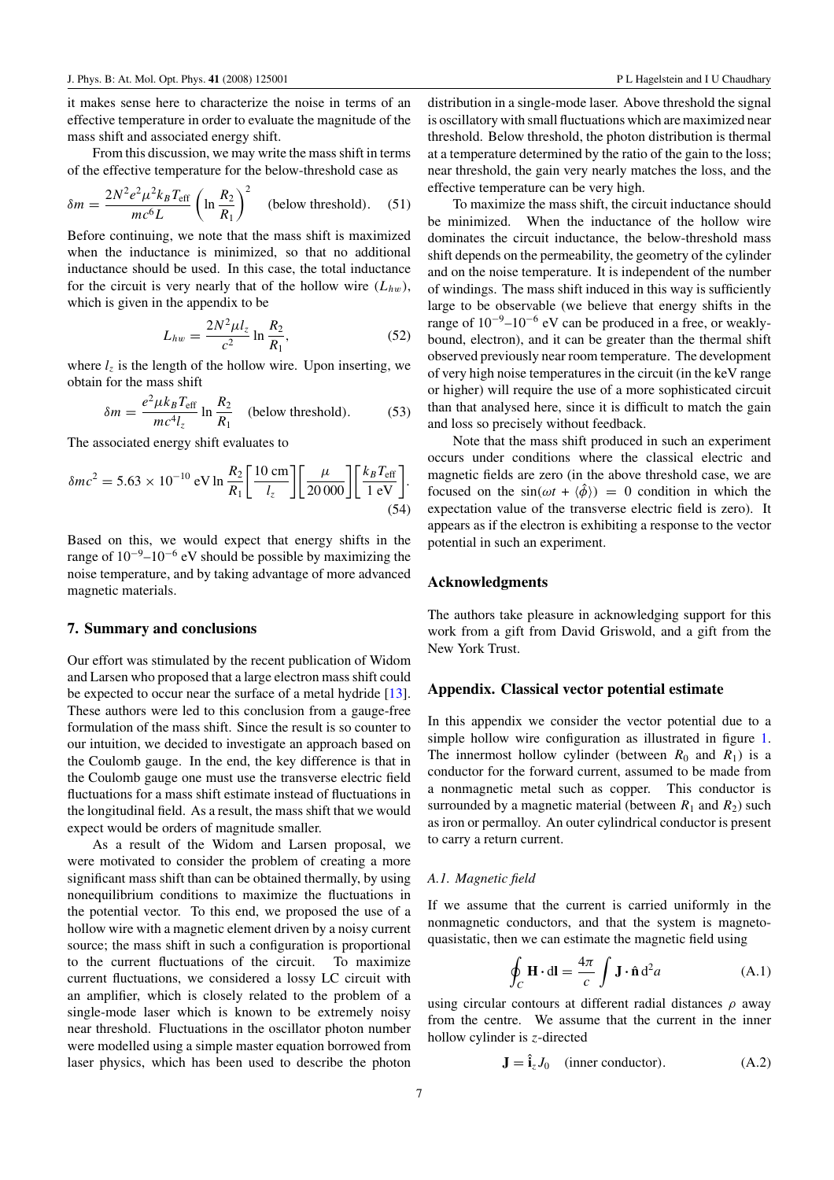it makes sense here to characterize the noise in terms of an effective temperature in order to evaluate the magnitude of the mass shift and associated energy shift.

From this discussion, we may write the mass shift in terms of the effective temperature for the below-threshold case as

$$\delta m = \frac{2N^2 e^2 \mu^2 k_B T_{\text{eff}}}{mc^6 L} \left( \ln \frac{R_2}{R_1} \right)^2 \quad \text{(below threshold)}. \tag{51}$$

Before continuing, we note that the mass shift is maximized when the inductance is minimized, so that no additional inductance should be used. In this case, the total inductance for the circuit is very nearly that of the hollow wire ($L_{hw}$), which is given in the appendix to be

$$L_{hw} = \frac{2N^2 \mu l_z}{c^2} \ln \frac{R_2}{R_1}, \tag{52}$$

where $l_z$ is the length of the hollow wire. Upon inserting, we obtain for the mass shift

$$\delta m = \frac{e^2 \mu k_B T_{\text{eff}}}{mc^4 l_z} \ln \frac{R_2}{R_1} \quad \text{(below threshold)}. \tag{53}$$

The associated energy shift evaluates to

$$\delta mc^2 = 5.63 \times 10^{-10} \text{ eV} \ln \frac{R_2}{R_1} \left[ \frac{10 \text{ cm}}{l_z} \right] \left[ \frac{\mu}{20\,000} \right] \left[ \frac{k_B T_{\text{eff}}}{1 \text{ eV}} \right]. \tag{54}$$

Based on this, we would expect that energy shifts in the range of $10^{-9}$–$10^{-6}$ eV should be possible by maximizing the noise temperature, and by taking advantage of more advanced magnetic materials.

## 7. Summary and conclusions

Our effort was stimulated by the recent publication of Widom and Larsen who proposed that a large electron mass shift could be expected to occur near the surface of a metal hydride [13]. These authors were led to this conclusion from a gauge-free formulation of the mass shift. Since the result is so counter to our intuition, we decided to investigate an approach based on the Coulomb gauge. In the end, the key difference is that in the Coulomb gauge one must use the transverse electric field fluctuations for a mass shift estimate instead of fluctuations in the longitudinal field. As a result, the mass shift that we would expect would be orders of magnitude smaller.

As a result of the Widom and Larsen proposal, we were motivated to consider the problem of creating a more significant mass shift than can be obtained thermally, by using nonequilibrium conditions to maximize the fluctuations in the potential vector. To this end, we proposed the use of a hollow wire with a magnetic element driven by a noisy current source; the mass shift in such a configuration is proportional to the current fluctuations of the circuit. To maximize current fluctuations, we considered a lossy LC circuit with an amplifier, which is closely related to the problem of a single-mode laser which is known to be extremely noisy near threshold. Fluctuations in the oscillator photon number were modelled using a simple master equation borrowed from laser physics, which has been used to describe the photon distribution in a single-mode laser. Above threshold the signal is oscillatory with small fluctuations which are maximized near threshold. Below threshold, the photon distribution is thermal at a temperature determined by the ratio of the gain to the loss; near threshold, the gain very nearly matches the loss, and the effective temperature can be very high.

To maximize the mass shift, the circuit inductance should be minimized. When the inductance of the hollow wire dominates the circuit inductance, the below-threshold mass shift depends on the permeability, the geometry of the cylinder and on the noise temperature. It is independent of the number of windings. The mass shift induced in this way is sufficiently large to be observable (we believe that energy shifts in the range of $10^{-9}$–$10^{-6}$ eV can be produced in a free, or weakly-bound, electron), and it can be greater than the thermal shift observed previously near room temperature. The development of very high noise temperatures in the circuit (in the keV range or higher) will require the use of a more sophisticated circuit than that analysed here, since it is difficult to match the gain and loss so precisely without feedback.

Note that the mass shift produced in such an experiment occurs under conditions where the classical electric and magnetic fields are zero (in the above threshold case, we are focused on the $\sin(\omega t + \langle \hat{\phi} \rangle) = 0$ condition in which the expectation value of the transverse electric field is zero). It appears as if the electron is exhibiting a response to the vector potential in such an experiment.

## Acknowledgments

The authors take pleasure in acknowledging support for this work from a gift from David Griswold, and a gift from the New York Trust.

## Appendix. Classical vector potential estimate

In this appendix we consider the vector potential due to a simple hollow wire configuration as illustrated in figure 1. The innermost hollow cylinder (between $R_0$ and $R_1$) is a conductor for the forward current, assumed to be made from a nonmagnetic metal such as copper. This conductor is surrounded by a magnetic material (between $R_1$ and $R_2$) such as iron or permalloy. An outer cylindrical conductor is present to carry a return current.

### *A.1. Magnetic field*

If we assume that the current is carried uniformly in the nonmagnetic conductors, and that the system is magneto-quasistatic, then we can estimate the magnetic field using

$$\oint_C \mathbf{H} \cdot \mathrm{d}\mathbf{l} = \frac{4\pi}{c} \int \mathbf{J} \cdot \hat{\mathbf{n}} \, \mathrm{d}^2 a \tag{A.1}$$

using circular contours at different radial distances $\rho$ away from the centre. We assume that the current in the inner hollow cylinder is $z$-directed

$$\mathbf{J} = \hat{\mathbf{i}}_z J_0 \quad \text{(inner conductor)}. \tag{A.2}$$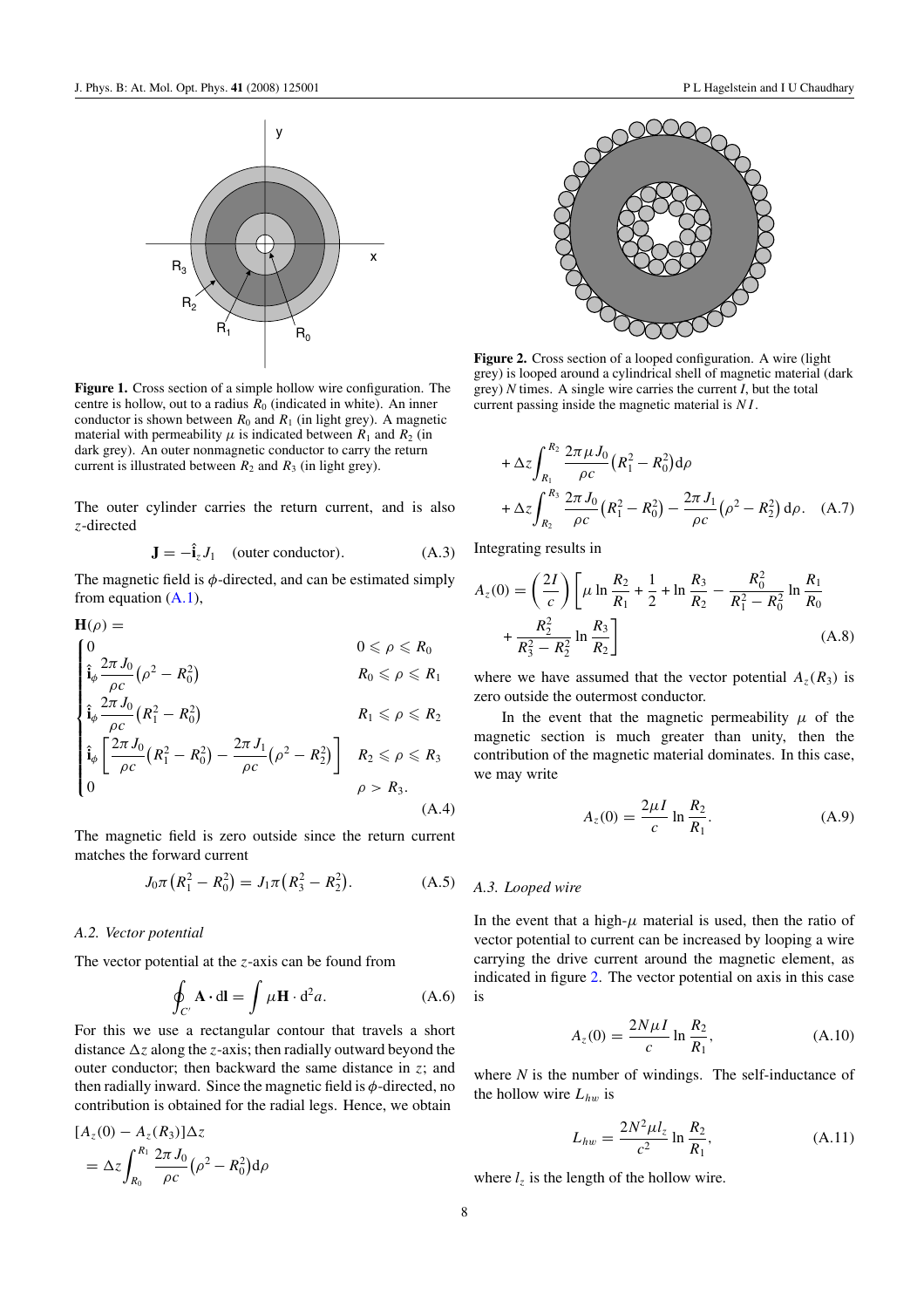**Figure 1.** Cross section of a simple hollow wire configuration. The centre is hollow, out to a radius $R_0$ (indicated in white). An inner conductor is shown between $R_0$ and $R_1$ (in light grey). A magnetic material with permeability $\mu$ is indicated between $R_1$ and $R_2$ (in dark grey). An outer nonmagnetic conductor to carry the return current is illustrated between $R_2$ and $R_3$ (in light grey).

The outer cylinder carries the return current, and is also $z$-directed

$$\mathbf{J} = -\hat{\mathbf{i}}_z J_1 \quad \text{(outer conductor)}. \tag{A.3}$$

The magnetic field is $\phi$-directed, and can be estimated simply from equation (A.1),

$$\mathbf{H}(\rho) = \begin{cases} 0 & 0 \leqslant \rho \leqslant R_0 \\ \hat{\mathbf{i}}_\phi \dfrac{2\pi J_0}{\rho c}\left(\rho^2 - R_0^2\right) & R_0 \leqslant \rho \leqslant R_1 \\ \hat{\mathbf{i}}_\phi \dfrac{2\pi J_0}{\rho c}\left(R_1^2 - R_0^2\right) & R_1 \leqslant \rho \leqslant R_2 \\ \hat{\mathbf{i}}_\phi \left[\dfrac{2\pi J_0}{\rho c}\left(R_1^2 - R_0^2\right) - \dfrac{2\pi J_1}{\rho c}\left(\rho^2 - R_2^2\right)\right] & R_2 \leqslant \rho \leqslant R_3 \\ 0 & \rho > R_3. \end{cases} \tag{A.4}$$

The magnetic field is zero outside since the return current matches the forward current

$$J_0 \pi \left(R_1^2 - R_0^2\right) = J_1 \pi \left(R_3^2 - R_2^2\right). \tag{A.5}$$

### A.2. Vector potential

The vector potential at the $z$-axis can be found from

$$\oint_{C'} \mathbf{A} \cdot \mathrm{d}\mathbf{l} = \int \mu \mathbf{H} \cdot \mathrm{d}^2 a. \tag{A.6}$$

For this we use a rectangular contour that travels a short distance $\Delta z$ along the $z$-axis; then radially outward beyond the outer conductor; then backward the same distance in $z$; and then radially inward. Since the magnetic field is $\phi$-directed, no contribution is obtained for the radial legs. Hence, we obtain

$$\begin{aligned}[A_z(0) - A_z(R_3)]\Delta z &= \Delta z \int_{R_0}^{R_1} \frac{2\pi J_0}{\rho c}\left(\rho^2 - R_0^2\right)\mathrm{d}\rho \\ &\quad + \Delta z \int_{R_1}^{R_2} \frac{2\pi \mu J_0}{\rho c}\left(R_1^2 - R_0^2\right)\mathrm{d}\rho \\ &\quad + \Delta z \int_{R_2}^{R_3} \frac{2\pi J_0}{\rho c}\left(R_1^2 - R_0^2\right) - \frac{2\pi J_1}{\rho c}\left(\rho^2 - R_2^2\right)\mathrm{d}\rho. \end{aligned} \tag{A.7}$$

**Figure 2.** Cross section of a looped configuration. A wire (light grey) is looped around a cylindrical shell of magnetic material (dark grey) $N$ times. A single wire carries the current $I$, but the total current passing inside the magnetic material is $NI$.

Integrating results in

$$A_z(0) = \left(\frac{2I}{c}\right)\left[\mu \ln \frac{R_2}{R_1} + \frac{1}{2} + \ln \frac{R_3}{R_2} - \frac{R_0^2}{R_1^2 - R_0^2} \ln \frac{R_1}{R_0} + \frac{R_2^2}{R_3^2 - R_2^2} \ln \frac{R_3}{R_2}\right] \tag{A.8}$$

where we have assumed that the vector potential $A_z(R_3)$ is zero outside the outermost conductor.

In the event that the magnetic permeability $\mu$ of the magnetic section is much greater than unity, then the contribution of the magnetic material dominates. In this case, we may write

$$A_z(0) = \frac{2\mu I}{c} \ln \frac{R_2}{R_1}. \tag{A.9}$$

### A.3. Looped wire

In the event that a high-$\mu$ material is used, then the ratio of vector potential to current can be increased by looping a wire carrying the drive current around the magnetic element, as indicated in figure 2. The vector potential on axis in this case is

$$A_z(0) = \frac{2N\mu I}{c} \ln \frac{R_2}{R_1}, \tag{A.10}$$

where $N$ is the number of windings. The self-inductance of the hollow wire $L_{hw}$ is

$$L_{hw} = \frac{2N^2 \mu l_z}{c^2} \ln \frac{R_2}{R_1}, \tag{A.11}$$

where $l_z$ is the length of the hollow wire.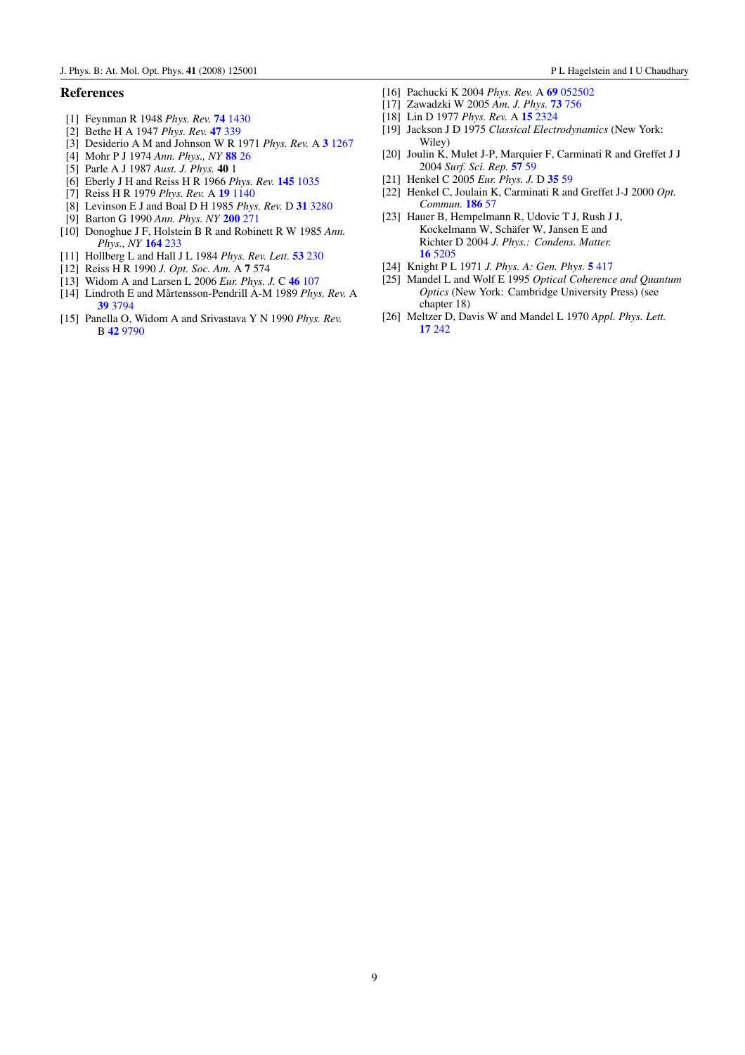## References

[1] Feynman R 1948 *Phys. Rev.* **74** 1430
[2] Bethe H A 1947 *Phys. Rev.* **47** 339
[3] Desiderio A M and Johnson W R 1971 *Phys. Rev.* A **3** 1267
[4] Mohr P J 1974 *Ann. Phys., NY* **88** 26
[5] Parle A J 1987 *Aust. J. Phys.* **40** 1
[6] Eberly J H and Reiss H R 1966 *Phys. Rev.* **145** 1035
[7] Reiss H R 1979 *Phys. Rev.* A **19** 1140
[8] Levinson E J and Boal D H 1985 *Phys. Rev.* D **31** 3280
[9] Barton G 1990 *Ann. Phys. NY* **200** 271
[10] Donoghue J F, Holstein B R and Robinett R W 1985 *Ann. Phys., NY* **164** 233
[11] Hollberg L and Hall J L 1984 *Phys. Rev. Lett.* **53** 230
[12] Reiss H R 1990 *J. Opt. Soc. Am.* A **7** 574
[13] Widom A and Larsen L 2006 *Eur. Phys. J.* C **46** 107
[14] Lindroth E and Mårtensson-Pendrill A-M 1989 *Phys. Rev.* A **39** 3794
[15] Panella O, Widom A and Srivastava Y N 1990 *Phys. Rev.* B **42** 9790
[16] Pachucki K 2004 *Phys. Rev.* A **69** 052502
[17] Zawadzki W 2005 *Am. J. Phys.* **73** 756
[18] Lin D 1977 *Phys. Rev.* A **15** 2324
[19] Jackson J D 1975 *Classical Electrodynamics* (New York: Wiley)
[20] Joulin K, Mulet J-P, Marquier F, Carminati R and Greffet J J 2004 *Surf. Sci. Rep.* **57** 59
[21] Henkel C 2005 *Eur. Phys. J.* D **35** 59
[22] Henkel C, Joulain K, Carminati R and Greffet J-J 2000 *Opt. Commun.* **186** 57
[23] Hauer B, Hempelmann R, Udovic T J, Rush J J, Kockelmann W, Schäfer W, Jansen E and Richter D 2004 *J. Phys.: Condens. Matter.* **16** 5205
[24] Knight P L 1971 *J. Phys. A: Gen. Phys.* **5** 417
[25] Mandel L and Wolf E 1995 *Optical Coherence and Quantum Optics* (New York: Cambridge University Press) (see chapter 18)
[26] Meltzer D, Davis W and Mandel L 1970 *Appl. Phys. Lett.* **17** 242